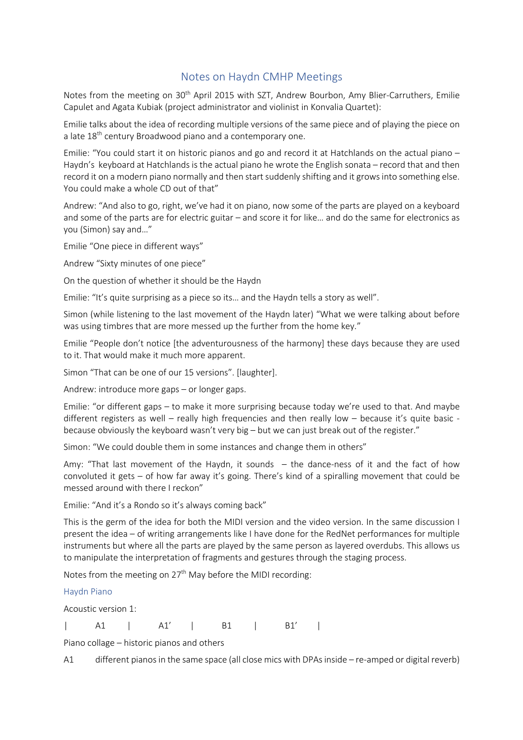# Notes on Haydn CMHP Meetings

Notes from the meeting on 30th April 2015 with SZT, Andrew Bourbon, Amy Blier-Carruthers, Emilie Capulet and Agata Kubiak (project administrator and violinist in Konvalia Quartet):

Emilie talks about the idea of recording multiple versions of the same piece and of playing the piece on a late 18th century Broadwood piano and a contemporary one.

Emilie: "You could start it on historic pianos and go and record it at Hatchlands on the actual piano – Haydn's keyboard at Hatchlands is the actual piano he wrote the English sonata – record that and then record it on a modern piano normally and then start suddenly shifting and it grows into something else. You could make a whole CD out of that"

Andrew: "And also to go, right, we've had it on piano, now some of the parts are played on a keyboard and some of the parts are for electric guitar – and score it for like… and do the same for electronics as you (Simon) say and…"

Emilie "One piece in different ways"

Andrew "Sixty minutes of one piece"

On the question of whether it should be the Haydn

Emilie: "It's quite surprising as a piece so its… and the Haydn tells a story as well".

Simon (while listening to the last movement of the Haydn later) "What we were talking about before was using timbres that are more messed up the further from the home key."

Emilie "People don't notice [the adventurousness of the harmony] these days because they are used to it. That would make it much more apparent.

Simon "That can be one of our 15 versions". [laughter].

Andrew: introduce more gaps – or longer gaps.

Emilie: "or different gaps – to make it more surprising because today we're used to that. And maybe different registers as well – really high frequencies and then really low – because it's quite basic - because obviously the keyboard wasn't very big – but we can just break out of the register."

Simon: "We could double them in some instances and change them in others"

Amy: "That last movement of the Haydn, it sounds – the dance-ness of it and the fact of how convoluted it gets – of how far away it's going. There's kind of a spiralling movement that could be messed around with there I reckon"

Emilie: "And it's a Rondo so it's always coming back"

This is the germ of the idea for both the MIDI version and the video version. In the same discussion I present the idea – of writing arrangements like I have done for the RedNet performances for multiple instruments but where all the parts are played by the same person as layered overdubs. This allows us to manipulate the interpretation of fragments and gestures through the staging process.

Notes from the meeting on 27th May before the MIDI recording:

## Haydn Piano

Acoustic version 1:

| A1 | A1' | B1 | B1' |

Piano collage – historic pianos and others

A1 different pianos in the same space (all close mics with DPAs inside – re-amped or digital reverb)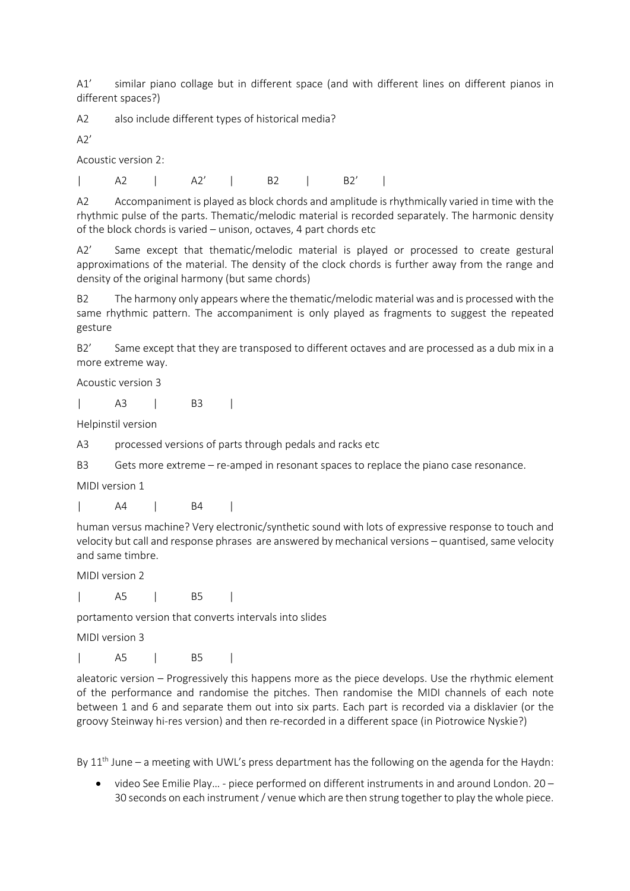A1′ similar piano collage but in different space (and with different lines on different pianos in different spaces?)

A2 also include different types of historical media?

A2′

Acoustic version 2:

| A2 | A2′ | B2 | B2′ |

A2 Accompaniment is played as block chords and amplitude is rhythmically varied in time with the rhythmic pulse of the parts. Thematic/melodic material is recorded separately. The harmonic density of the block chords is varied – unison, octaves, 4 part chords etc

A2′ Same except that thematic/melodic material is played or processed to create gestural approximations of the material. The density of the clock chords is further away from the range and density of the original harmony (but same chords)

B2 The harmony only appears where the thematic/melodic material was and is processed with the same rhythmic pattern. The accompaniment is only played as fragments to suggest the repeated gesture

B2′ Same except that they are transposed to different octaves and are processed as a dub mix in a more extreme way.

Acoustic version 3

| A3 | B3 |

Helpinstil version

A3 processed versions of parts through pedals and racks etc

B3 Gets more extreme – re-amped in resonant spaces to replace the piano case resonance.

MIDI version 1

| A4 | B4 |

human versus machine? Very electronic/synthetic sound with lots of expressive response to touch and velocity but call and response phrases are answered by mechanical versions – quantised, same velocity and same timbre.

MIDI version 2

| A5 | B5 |

portamento version that converts intervals into slides

MIDI version 3

| A5 | B5 |

aleatoric version – Progressively this happens more as the piece develops. Use the rhythmic element of the performance and randomise the pitches. Then randomise the MIDI channels of each note between 1 and 6 and separate them out into six parts. Each part is recorded via a disklavier (or the groovy Steinway hi-res version) and then re-recorded in a different space (in Piotrowice Nyskie?)

By 11th June – a meeting with UWL's press department has the following on the agenda for the Haydn:

- video See Emilie Play… - piece performed on different instruments in and around London. 20 – 30 seconds on each instrument / venue which are then strung together to play the whole piece.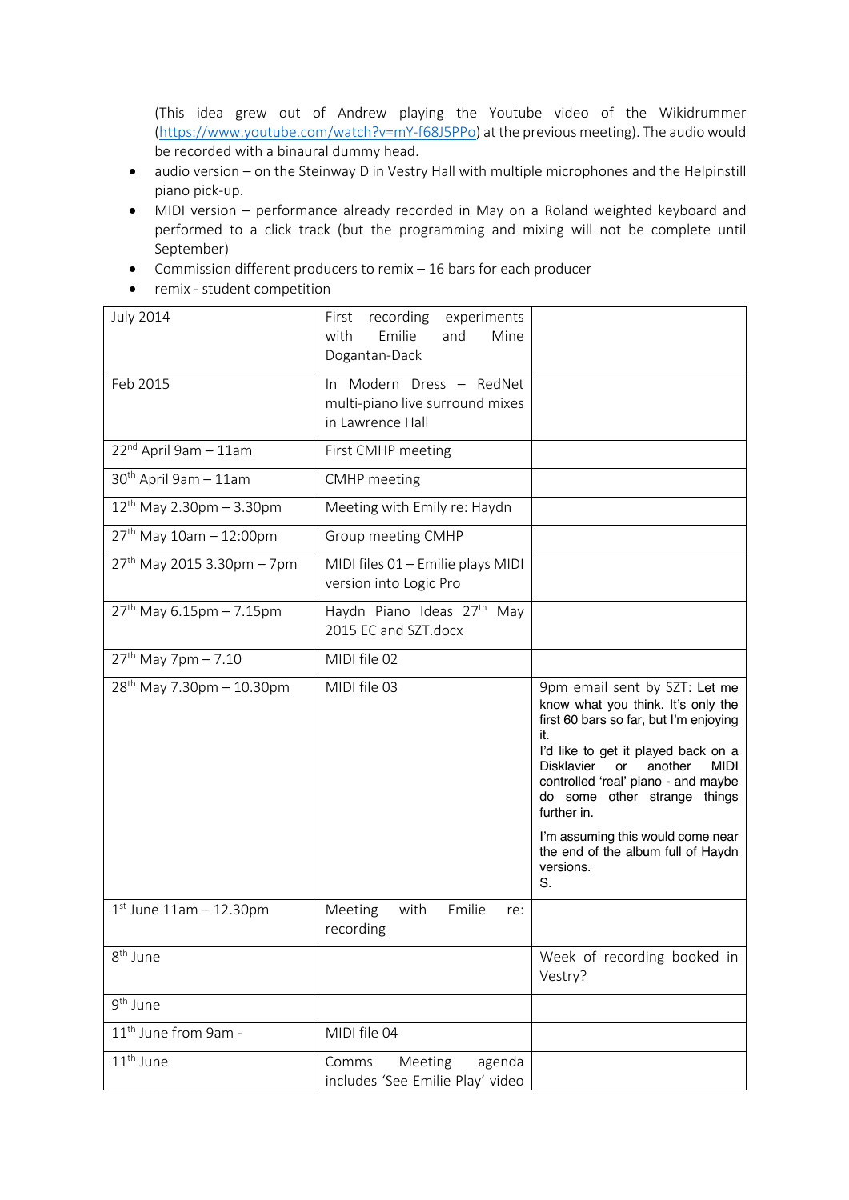(This idea grew out of Andrew playing the Youtube video of the Wikidrummer (https://www.youtube.com/watch?v=mY-f68J5PPo) at the previous meeting). The audio would be recorded with a binaural dummy head.

- audio version – on the Steinway D in Vestry Hall with multiple microphones and the Helpinstill piano pick-up.
- MIDI version – performance already recorded in May on a Roland weighted keyboard and performed to a click track (but the programming and mixing will not be complete until September)
- Commission different producers to remix – 16 bars for each producer
- remix - student competition

| | | |
|---|---|---|
| July 2014 | First recording experiments with Emilie and Mine Dogantan-Dack | |
| Feb 2015 | In Modern Dress – RedNet multi-piano live surround mixes in Lawrence Hall | |
| 22nd April 9am – 11am | First CMHP meeting | |
| 30th April 9am – 11am | CMHP meeting | |
| 12th May 2.30pm – 3.30pm | Meeting with Emily re: Haydn | |
| 27th May 10am – 12:00pm | Group meeting CMHP | |
| 27th May 2015 3.30pm – 7pm | MIDI files 01 – Emilie plays MIDI version into Logic Pro | |
| 27th May 6.15pm – 7.15pm | Haydn Piano Ideas 27th May 2015 EC and SZT.docx | |
| 27th May 7pm – 7.10 | MIDI file 02 | |
| 28th May 7.30pm – 10.30pm | MIDI file 03 | 9pm email sent by SZT: Let me know what you think. It's only the first 60 bars so far, but I'm enjoying it.<br>I'd like to get it played back on a Disklavier or another MIDI controlled 'real' piano - and maybe do some other strange things further in.<br>I'm assuming this would come near the end of the album full of Haydn versions.<br>S. |
| 1st June 11am – 12.30pm | Meeting with Emilie re: recording | |
| 8th June | | Week of recording booked in Vestry? |
| 9th June | | |
| 11th June from 9am - | MIDI file 04 | |
| 11th June | Comms Meeting agenda includes 'See Emilie Play' video | |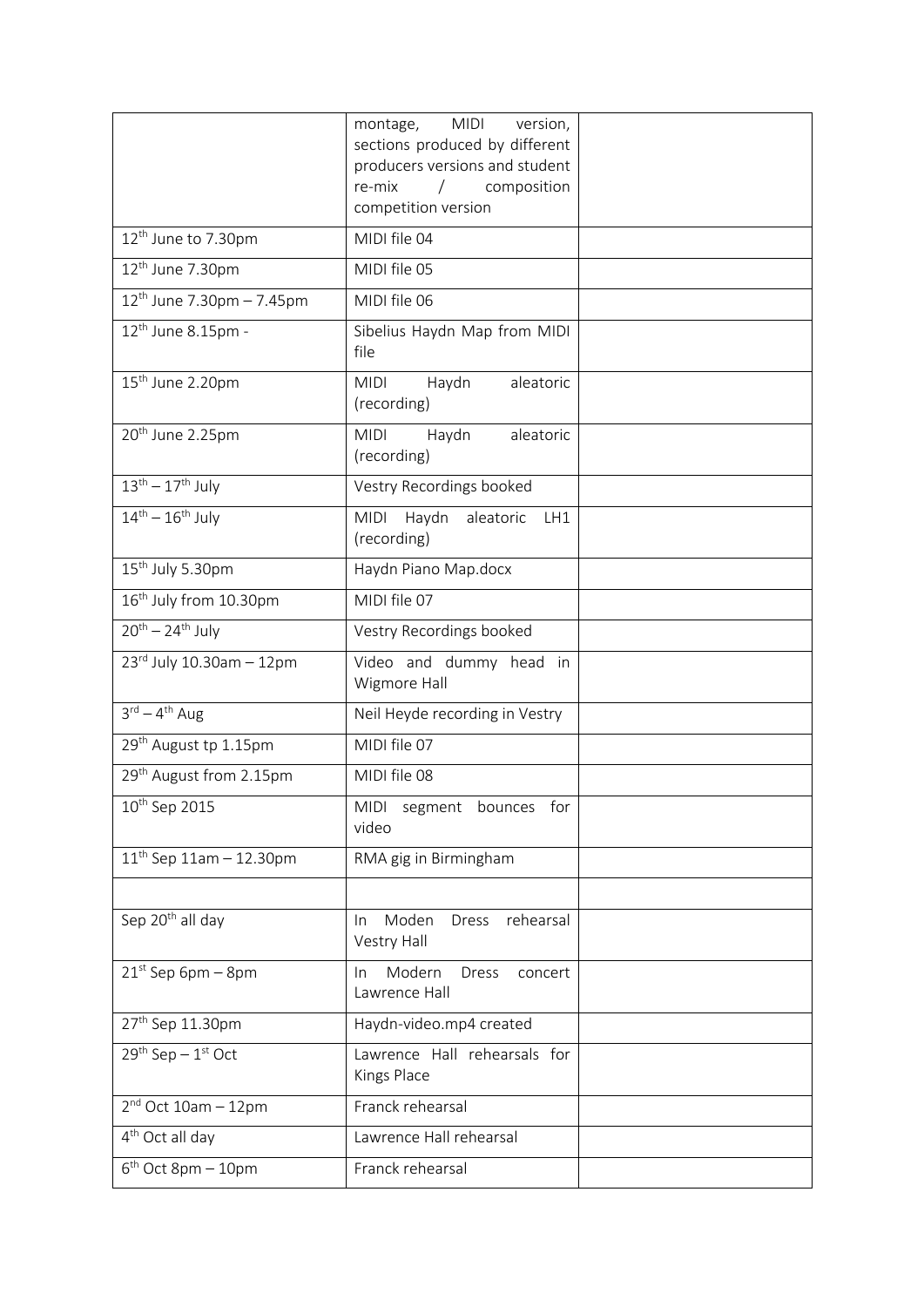|  |  |  |
|---|---|---|
|  | montage, MIDI version, sections produced by different producers versions and student re-mix / composition competition version |  |
| 12th June to 7.30pm | MIDI file 04 |  |
| 12th June 7.30pm | MIDI file 05 |  |
| 12th June 7.30pm – 7.45pm | MIDI file 06 |  |
| 12th June 8.15pm - | Sibelius Haydn Map from MIDI file |  |
| 15th June 2.20pm | MIDI Haydn aleatoric (recording) |  |
| 20th June 2.25pm | MIDI Haydn aleatoric (recording) |  |
| 13th – 17th July | Vestry Recordings booked |  |
| 14th – 16th July | MIDI Haydn aleatoric LH1 (recording) |  |
| 15th July 5.30pm | Haydn Piano Map.docx |  |
| 16th July from 10.30pm | MIDI file 07 |  |
| 20th – 24th July | Vestry Recordings booked |  |
| 23rd July 10.30am – 12pm | Video and dummy head in Wigmore Hall |  |
| 3rd – 4th Aug | Neil Heyde recording in Vestry |  |
| 29th August tp 1.15pm | MIDI file 07 |  |
| 29th August from 2.15pm | MIDI file 08 |  |
| 10th Sep 2015 | MIDI segment bounces for video |  |
| 11th Sep 11am – 12.30pm | RMA gig in Birmingham |  |
|  |  |  |
| Sep 20th all day | In Moden Dress rehearsal Vestry Hall |  |
| 21st Sep 6pm – 8pm | In Modern Dress concert Lawrence Hall |  |
| 27th Sep 11.30pm | Haydn-video.mp4 created |  |
| 29th Sep – 1st Oct | Lawrence Hall rehearsals for Kings Place |  |
| 2nd Oct 10am – 12pm | Franck rehearsal |  |
| 4th Oct all day | Lawrence Hall rehearsal |  |
| 6th Oct 8pm – 10pm | Franck rehearsal |  |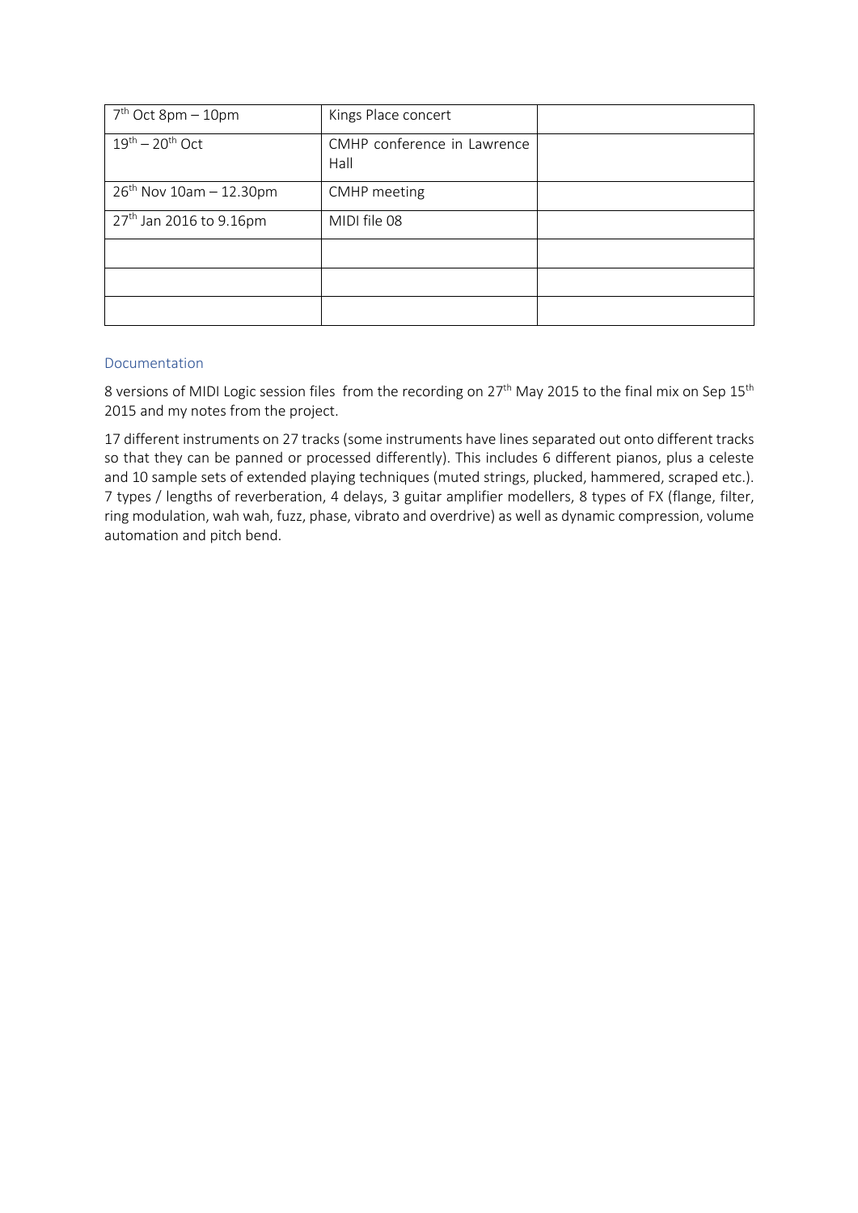| | | |
|---|---|---|
| 7th Oct 8pm – 10pm | Kings Place concert | |
| 19th – 20th Oct | CMHP conference in Lawrence Hall | |
| 26th Nov 10am – 12.30pm | CMHP meeting | |
| 27th Jan 2016 to 9.16pm | MIDI file 08 | |
| | | |
| | | |
| | | |

## Documentation

8 versions of MIDI Logic session files from the recording on 27th May 2015 to the final mix on Sep 15th 2015 and my notes from the project.

17 different instruments on 27 tracks (some instruments have lines separated out onto different tracks so that they can be panned or processed differently). This includes 6 different pianos, plus a celeste and 10 sample sets of extended playing techniques (muted strings, plucked, hammered, scraped etc.). 7 types / lengths of reverberation, 4 delays, 3 guitar amplifier modellers, 8 types of FX (flange, filter, ring modulation, wah wah, fuzz, phase, vibrato and overdrive) as well as dynamic compression, volume automation and pitch bend.